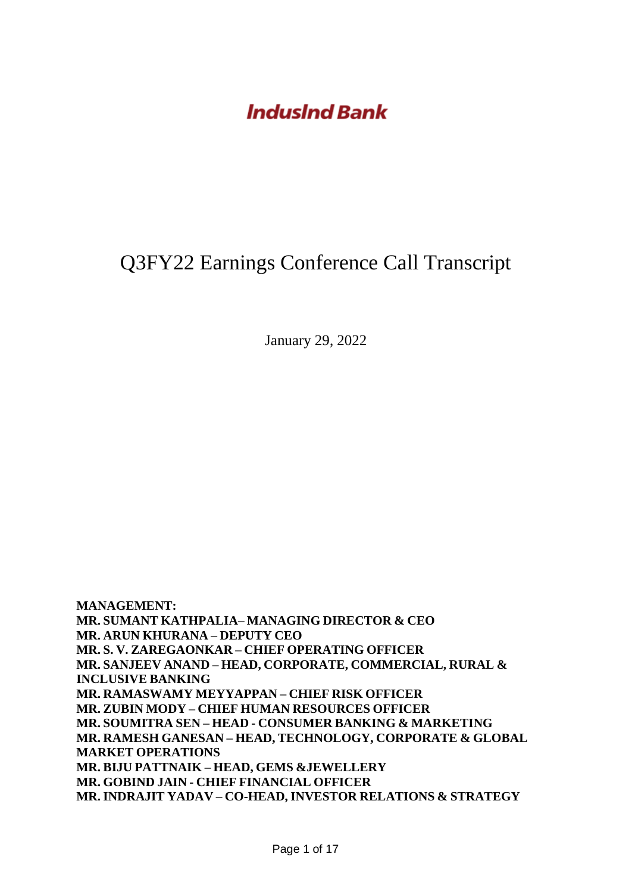# IndusInd Bank

## Q3FY22 Earnings Conference Call Transcript

January 29, 2022

**MANAGEMENT:**
**MR. SUMANT KATHPALIA– MANAGING DIRECTOR & CEO**
**MR. ARUN KHURANA – DEPUTY CEO**
**MR. S. V. ZAREGAONKAR – CHIEF OPERATING OFFICER**
**MR. SANJEEV ANAND – HEAD, CORPORATE, COMMERCIAL, RURAL & INCLUSIVE BANKING**
**MR. RAMASWAMY MEYYAPPAN – CHIEF RISK OFFICER**
**MR. ZUBIN MODY – CHIEF HUMAN RESOURCES OFFICER**
**MR. SOUMITRA SEN – HEAD - CONSUMER BANKING & MARKETING**
**MR. RAMESH GANESAN – HEAD, TECHNOLOGY, CORPORATE & GLOBAL MARKET OPERATIONS**
**MR. BIJU PATTNAIK – HEAD, GEMS &JEWELLERY**
**MR. GOBIND JAIN - CHIEF FINANCIAL OFFICER**
**MR. INDRAJIT YADAV – CO-HEAD, INVESTOR RELATIONS & STRATEGY**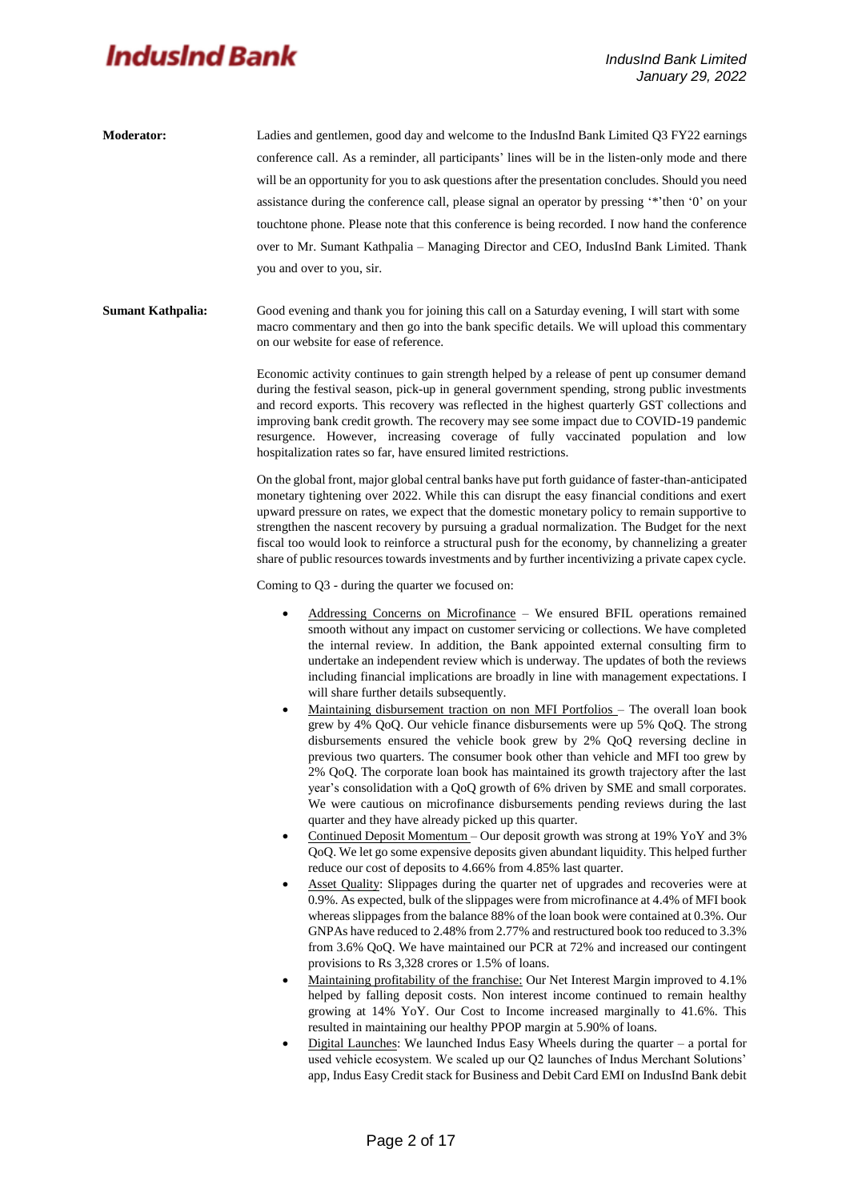**Moderator:** Ladies and gentlemen, good day and welcome to the IndusInd Bank Limited Q3 FY22 earnings conference call. As a reminder, all participants' lines will be in the listen-only mode and there will be an opportunity for you to ask questions after the presentation concludes. Should you need assistance during the conference call, please signal an operator by pressing '*'then '0' on your touchtone phone. Please note that this conference is being recorded. I now hand the conference over to Mr. Sumant Kathpalia – Managing Director and CEO, IndusInd Bank Limited. Thank you and over to you, sir.

**Sumant Kathpalia:** Good evening and thank you for joining this call on a Saturday evening, I will start with some macro commentary and then go into the bank specific details. We will upload this commentary on our website for ease of reference.

Economic activity continues to gain strength helped by a release of pent up consumer demand during the festival season, pick-up in general government spending, strong public investments and record exports. This recovery was reflected in the highest quarterly GST collections and improving bank credit growth. The recovery may see some impact due to COVID-19 pandemic resurgence. However, increasing coverage of fully vaccinated population and low hospitalization rates so far, have ensured limited restrictions.

On the global front, major global central banks have put forth guidance of faster-than-anticipated monetary tightening over 2022. While this can disrupt the easy financial conditions and exert upward pressure on rates, we expect that the domestic monetary policy to remain supportive to strengthen the nascent recovery by pursuing a gradual normalization. The Budget for the next fiscal too would look to reinforce a structural push for the economy, by channelizing a greater share of public resources towards investments and by further incentivizing a private capex cycle.

Coming to Q3 - during the quarter we focused on:

- Addressing Concerns on Microfinance – We ensured BFIL operations remained smooth without any impact on customer servicing or collections. We have completed the internal review. In addition, the Bank appointed external consulting firm to undertake an independent review which is underway. The updates of both the reviews including financial implications are broadly in line with management expectations. I will share further details subsequently.
- Maintaining disbursement traction on non MFI Portfolios – The overall loan book grew by 4% QoQ. Our vehicle finance disbursements were up 5% QoQ. The strong disbursements ensured the vehicle book grew by 2% QoQ reversing decline in previous two quarters. The consumer book other than vehicle and MFI too grew by 2% QoQ. The corporate loan book has maintained its growth trajectory after the last year's consolidation with a QoQ growth of 6% driven by SME and small corporates. We were cautious on microfinance disbursements pending reviews during the last quarter and they have already picked up this quarter.
- Continued Deposit Momentum – Our deposit growth was strong at 19% YoY and 3% QoQ. We let go some expensive deposits given abundant liquidity. This helped further reduce our cost of deposits to 4.66% from 4.85% last quarter.
- Asset Quality: Slippages during the quarter net of upgrades and recoveries were at 0.9%. As expected, bulk of the slippages were from microfinance at 4.4% of MFI book whereas slippages from the balance 88% of the loan book were contained at 0.3%. Our GNPAs have reduced to 2.48% from 2.77% and restructured book too reduced to 3.3% from 3.6% QoQ. We have maintained our PCR at 72% and increased our contingent provisions to Rs 3,328 crores or 1.5% of loans.
- Maintaining profitability of the franchise: Our Net Interest Margin improved to 4.1% helped by falling deposit costs. Non interest income continued to remain healthy growing at 14% YoY. Our Cost to Income increased marginally to 41.6%. This resulted in maintaining our healthy PPOP margin at 5.90% of loans.
- Digital Launches: We launched Indus Easy Wheels during the quarter – a portal for used vehicle ecosystem. We scaled up our Q2 launches of Indus Merchant Solutions' app, Indus Easy Credit stack for Business and Debit Card EMI on IndusInd Bank debit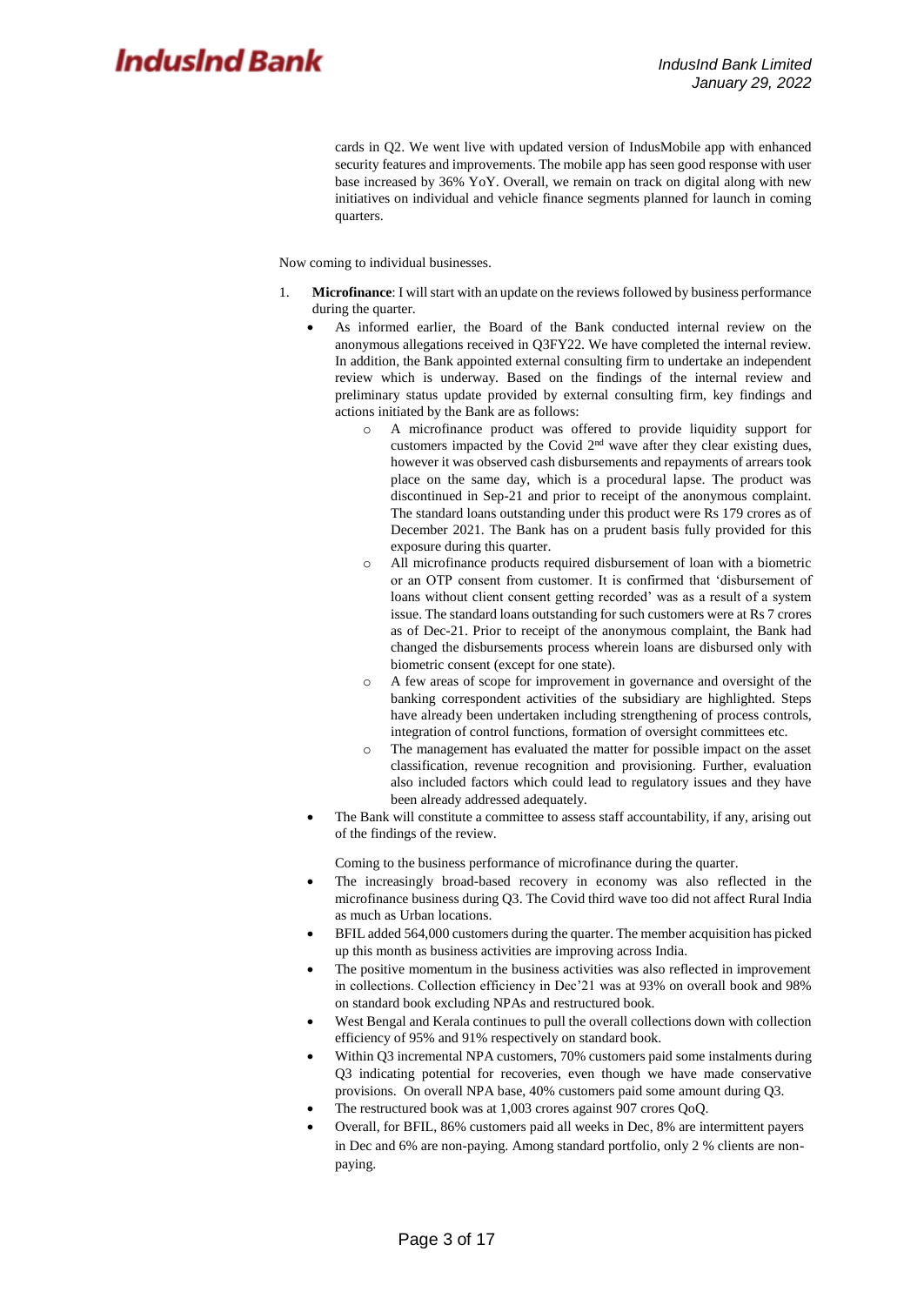cards in Q2. We went live with updated version of IndusMobile app with enhanced security features and improvements. The mobile app has seen good response with user base increased by 36% YoY. Overall, we remain on track on digital along with new initiatives on individual and vehicle finance segments planned for launch in coming quarters.

Now coming to individual businesses.

1. **Microfinance**: I will start with an update on the reviews followed by business performance during the quarter.
   - As informed earlier, the Board of the Bank conducted internal review on the anonymous allegations received in Q3FY22. We have completed the internal review. In addition, the Bank appointed external consulting firm to undertake an independent review which is underway. Based on the findings of the internal review and preliminary status update provided by external consulting firm, key findings and actions initiated by the Bank are as follows:
     - A microfinance product was offered to provide liquidity support for customers impacted by the Covid 2nd wave after they clear existing dues, however it was observed cash disbursements and repayments of arrears took place on the same day, which is a procedural lapse. The product was discontinued in Sep-21 and prior to receipt of the anonymous complaint. The standard loans outstanding under this product were Rs 179 crores as of December 2021. The Bank has on a prudent basis fully provided for this exposure during this quarter.
     - All microfinance products required disbursement of loan with a biometric or an OTP consent from customer. It is confirmed that 'disbursement of loans without client consent getting recorded' was as a result of a system issue. The standard loans outstanding for such customers were at Rs 7 crores as of Dec-21. Prior to receipt of the anonymous complaint, the Bank had changed the disbursements process wherein loans are disbursed only with biometric consent (except for one state).
     - A few areas of scope for improvement in governance and oversight of the banking correspondent activities of the subsidiary are highlighted. Steps have already been undertaken including strengthening of process controls, integration of control functions, formation of oversight committees etc.
     - The management has evaluated the matter for possible impact on the asset classification, revenue recognition and provisioning. Further, evaluation also included factors which could lead to regulatory issues and they have been already addressed adequately.
   - The Bank will constitute a committee to assess staff accountability, if any, arising out of the findings of the review.

   Coming to the business performance of microfinance during the quarter.
   - The increasingly broad-based recovery in economy was also reflected in the microfinance business during Q3. The Covid third wave too did not affect Rural India as much as Urban locations.
   - BFIL added 564,000 customers during the quarter. The member acquisition has picked up this month as business activities are improving across India.
   - The positive momentum in the business activities was also reflected in improvement in collections. Collection efficiency in Dec'21 was at 93% on overall book and 98% on standard book excluding NPAs and restructured book.
   - West Bengal and Kerala continues to pull the overall collections down with collection efficiency of 95% and 91% respectively on standard book.
   - Within Q3 incremental NPA customers, 70% customers paid some instalments during Q3 indicating potential for recoveries, even though we have made conservative provisions. On overall NPA base, 40% customers paid some amount during Q3.
   - The restructured book was at 1,003 crores against 907 crores QoQ.
   - Overall, for BFIL, 86% customers paid all weeks in Dec, 8% are intermittent payers in Dec and 6% are non-paying. Among standard portfolio, only 2 % clients are non-paying.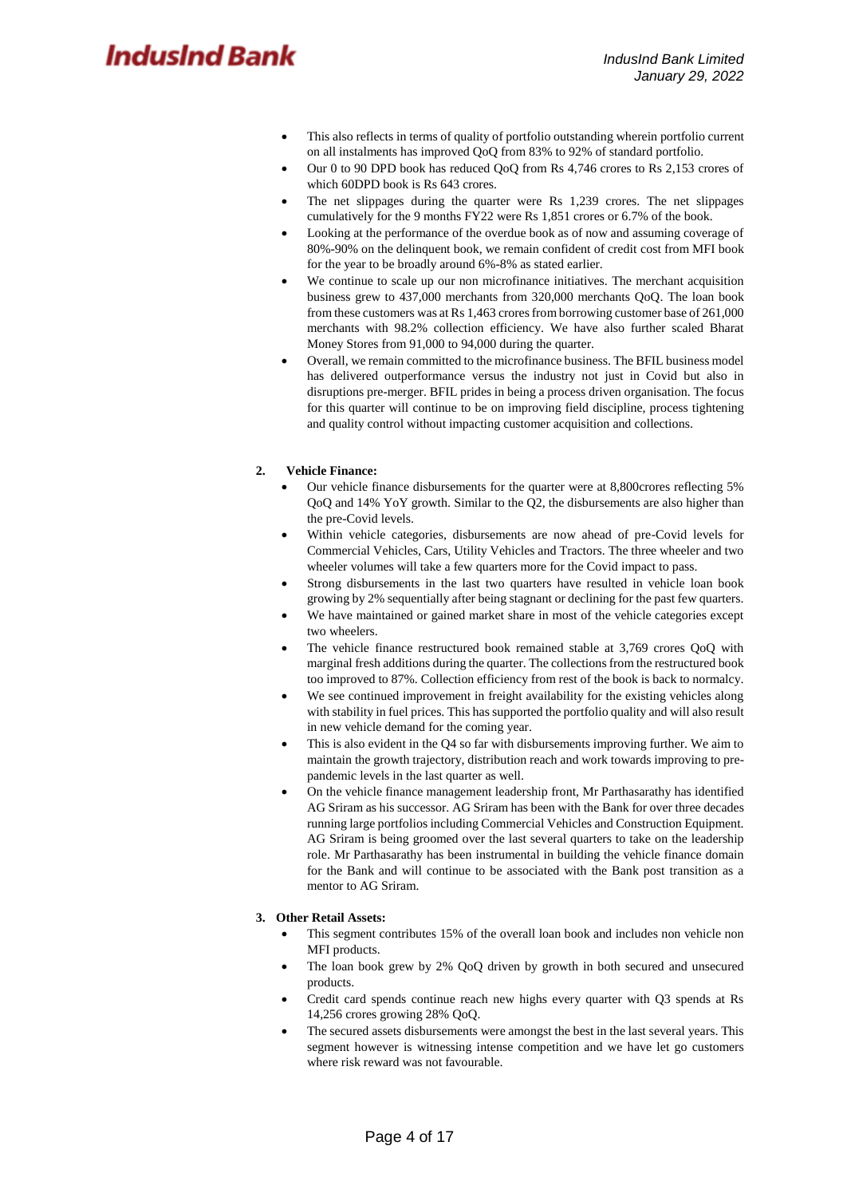- This also reflects in terms of quality of portfolio outstanding wherein portfolio current on all instalments has improved QoQ from 83% to 92% of standard portfolio.
- Our 0 to 90 DPD book has reduced QoQ from Rs 4,746 crores to Rs 2,153 crores of which 60DPD book is Rs 643 crores.
- The net slippages during the quarter were Rs 1,239 crores. The net slippages cumulatively for the 9 months FY22 were Rs 1,851 crores or 6.7% of the book.
- Looking at the performance of the overdue book as of now and assuming coverage of 80%-90% on the delinquent book, we remain confident of credit cost from MFI book for the year to be broadly around 6%-8% as stated earlier.
- We continue to scale up our non microfinance initiatives. The merchant acquisition business grew to 437,000 merchants from 320,000 merchants QoQ. The loan book from these customers was at Rs 1,463 crores from borrowing customer base of 261,000 merchants with 98.2% collection efficiency. We have also further scaled Bharat Money Stores from 91,000 to 94,000 during the quarter.
- Overall, we remain committed to the microfinance business. The BFIL business model has delivered outperformance versus the industry not just in Covid but also in disruptions pre-merger. BFIL prides in being a process driven organisation. The focus for this quarter will continue to be on improving field discipline, process tightening and quality control without impacting customer acquisition and collections.

**2. Vehicle Finance:**

- Our vehicle finance disbursements for the quarter were at 8,800crores reflecting 5% QoQ and 14% YoY growth. Similar to the Q2, the disbursements are also higher than the pre-Covid levels.
- Within vehicle categories, disbursements are now ahead of pre-Covid levels for Commercial Vehicles, Cars, Utility Vehicles and Tractors. The three wheeler and two wheeler volumes will take a few quarters more for the Covid impact to pass.
- Strong disbursements in the last two quarters have resulted in vehicle loan book growing by 2% sequentially after being stagnant or declining for the past few quarters.
- We have maintained or gained market share in most of the vehicle categories except two wheelers.
- The vehicle finance restructured book remained stable at 3,769 crores QoQ with marginal fresh additions during the quarter. The collections from the restructured book too improved to 87%. Collection efficiency from rest of the book is back to normalcy.
- We see continued improvement in freight availability for the existing vehicles along with stability in fuel prices. This has supported the portfolio quality and will also result in new vehicle demand for the coming year.
- This is also evident in the Q4 so far with disbursements improving further. We aim to maintain the growth trajectory, distribution reach and work towards improving to pre-pandemic levels in the last quarter as well.
- On the vehicle finance management leadership front, Mr Parthasarathy has identified AG Sriram as his successor. AG Sriram has been with the Bank for over three decades running large portfolios including Commercial Vehicles and Construction Equipment. AG Sriram is being groomed over the last several quarters to take on the leadership role. Mr Parthasarathy has been instrumental in building the vehicle finance domain for the Bank and will continue to be associated with the Bank post transition as a mentor to AG Sriram.

**3. Other Retail Assets:**

- This segment contributes 15% of the overall loan book and includes non vehicle non MFI products.
- The loan book grew by 2% QoQ driven by growth in both secured and unsecured products.
- Credit card spends continue reach new highs every quarter with Q3 spends at Rs 14,256 crores growing 28% QoQ.
- The secured assets disbursements were amongst the best in the last several years. This segment however is witnessing intense competition and we have let go customers where risk reward was not favourable.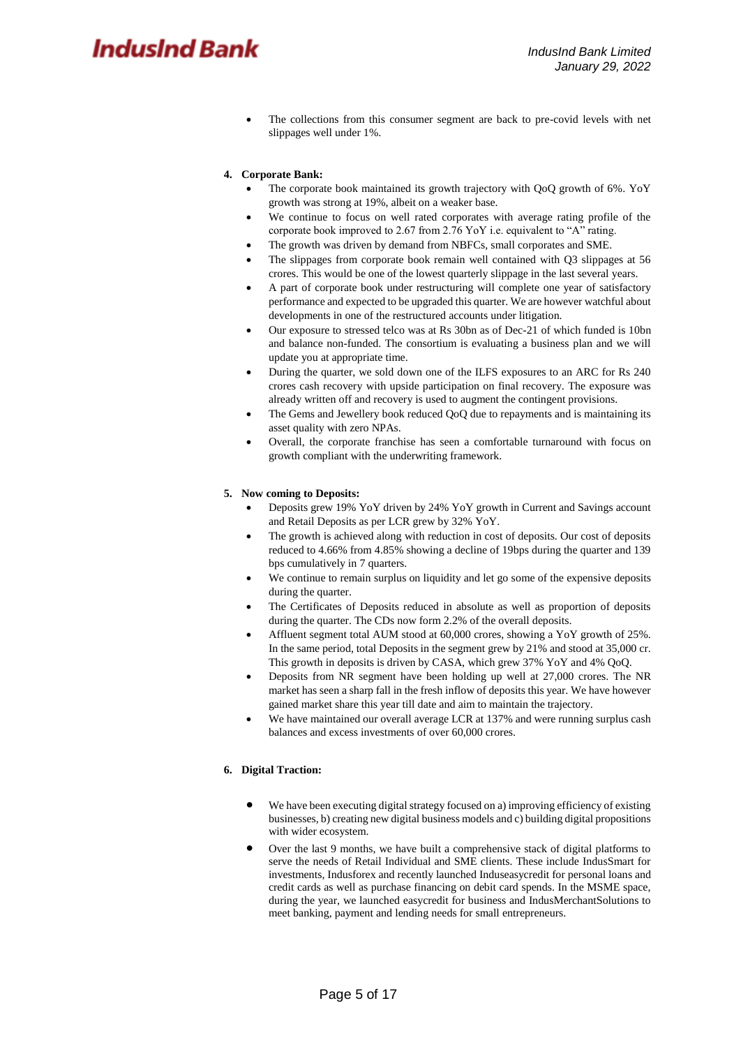- The collections from this consumer segment are back to pre-covid levels with net slippages well under 1%.

**4. Corporate Bank:**

- The corporate book maintained its growth trajectory with QoQ growth of 6%. YoY growth was strong at 19%, albeit on a weaker base.
- We continue to focus on well rated corporates with average rating profile of the corporate book improved to 2.67 from 2.76 YoY i.e. equivalent to "A" rating.
- The growth was driven by demand from NBFCs, small corporates and SME.
- The slippages from corporate book remain well contained with Q3 slippages at 56 crores. This would be one of the lowest quarterly slippage in the last several years.
- A part of corporate book under restructuring will complete one year of satisfactory performance and expected to be upgraded this quarter. We are however watchful about developments in one of the restructured accounts under litigation.
- Our exposure to stressed telco was at Rs 30bn as of Dec-21 of which funded is 10bn and balance non-funded. The consortium is evaluating a business plan and we will update you at appropriate time.
- During the quarter, we sold down one of the ILFS exposures to an ARC for Rs 240 crores cash recovery with upside participation on final recovery. The exposure was already written off and recovery is used to augment the contingent provisions.
- The Gems and Jewellery book reduced QoQ due to repayments and is maintaining its asset quality with zero NPAs.
- Overall, the corporate franchise has seen a comfortable turnaround with focus on growth compliant with the underwriting framework.

**5. Now coming to Deposits:**

- Deposits grew 19% YoY driven by 24% YoY growth in Current and Savings account and Retail Deposits as per LCR grew by 32% YoY.
- The growth is achieved along with reduction in cost of deposits. Our cost of deposits reduced to 4.66% from 4.85% showing a decline of 19bps during the quarter and 139 bps cumulatively in 7 quarters.
- We continue to remain surplus on liquidity and let go some of the expensive deposits during the quarter.
- The Certificates of Deposits reduced in absolute as well as proportion of deposits during the quarter. The CDs now form 2.2% of the overall deposits.
- Affluent segment total AUM stood at 60,000 crores, showing a YoY growth of 25%. In the same period, total Deposits in the segment grew by 21% and stood at 35,000 cr. This growth in deposits is driven by CASA, which grew 37% YoY and 4% QoQ.
- Deposits from NR segment have been holding up well at 27,000 crores. The NR market has seen a sharp fall in the fresh inflow of deposits this year. We have however gained market share this year till date and aim to maintain the trajectory.
- We have maintained our overall average LCR at 137% and were running surplus cash balances and excess investments of over 60,000 crores.

**6. Digital Traction:**

- We have been executing digital strategy focused on a) improving efficiency of existing businesses, b) creating new digital business models and c) building digital propositions with wider ecosystem.
- Over the last 9 months, we have built a comprehensive stack of digital platforms to serve the needs of Retail Individual and SME clients. These include IndusSmart for investments, Indusforex and recently launched Induseasycredit for personal loans and credit cards as well as purchase financing on debit card spends. In the MSME space, during the year, we launched easycredit for business and IndusMerchantSolutions to meet banking, payment and lending needs for small entrepreneurs.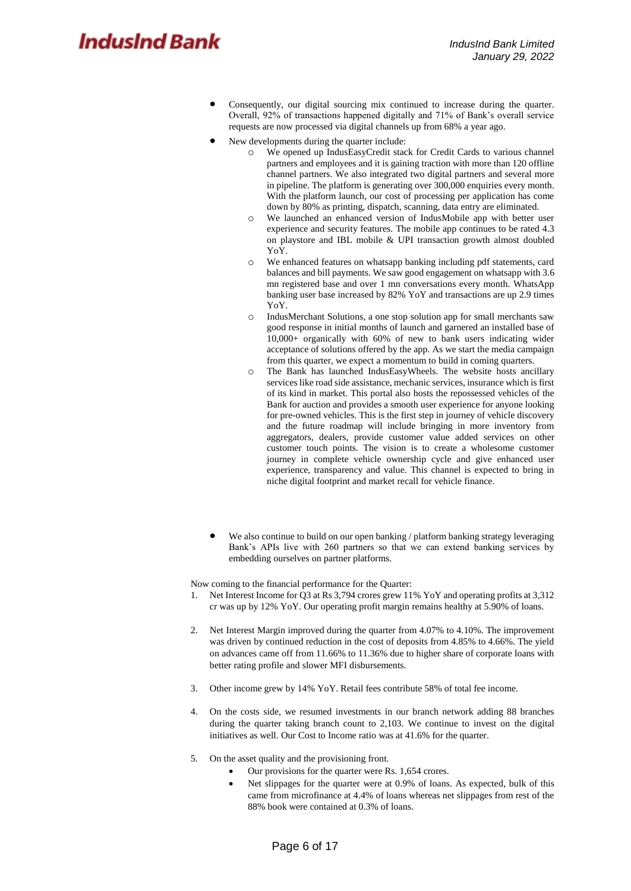- Consequently, our digital sourcing mix continued to increase during the quarter. Overall, 92% of transactions happened digitally and 71% of Bank's overall service requests are now processed via digital channels up from 68% a year ago.
- New developments during the quarter include:
  - We opened up IndusEasyCredit stack for Credit Cards to various channel partners and employees and it is gaining traction with more than 120 offline channel partners. We also integrated two digital partners and several more in pipeline. The platform is generating over 300,000 enquiries every month. With the platform launch, our cost of processing per application has come down by 80% as printing, dispatch, scanning, data entry are eliminated.
  - We launched an enhanced version of IndusMobile app with better user experience and security features. The mobile app continues to be rated 4.3 on playstore and IBL mobile & UPI transaction growth almost doubled YoY.
  - We enhanced features on whatsapp banking including pdf statements, card balances and bill payments. We saw good engagement on whatsapp with 3.6 mn registered base and over 1 mn conversations every month. WhatsApp banking user base increased by 82% YoY and transactions are up 2.9 times YoY.
  - IndusMerchant Solutions, a one stop solution app for small merchants saw good response in initial months of launch and garnered an installed base of 10,000+ organically with 60% of new to bank users indicating wider acceptance of solutions offered by the app. As we start the media campaign from this quarter, we expect a momentum to build in coming quarters.
  - The Bank has launched IndusEasyWheels. The website hosts ancillary services like road side assistance, mechanic services, insurance which is first of its kind in market. This portal also hosts the repossessed vehicles of the Bank for auction and provides a smooth user experience for anyone looking for pre-owned vehicles. This is the first step in journey of vehicle discovery and the future roadmap will include bringing in more inventory from aggregators, dealers, provide customer value added services on other customer touch points. The vision is to create a wholesome customer journey in complete vehicle ownership cycle and give enhanced user experience, transparency and value. This channel is expected to bring in niche digital footprint and market recall for vehicle finance.

- We also continue to build on our open banking / platform banking strategy leveraging Bank's APIs live with 260 partners so that we can extend banking services by embedding ourselves on partner platforms.

Now coming to the financial performance for the Quarter:

1. Net Interest Income for Q3 at Rs 3,794 crores grew 11% YoY and operating profits at 3,312 cr was up by 12% YoY. Our operating profit margin remains healthy at 5.90% of loans.

2. Net Interest Margin improved during the quarter from 4.07% to 4.10%. The improvement was driven by continued reduction in the cost of deposits from 4.85% to 4.66%. The yield on advances came off from 11.66% to 11.36% due to higher share of corporate loans with better rating profile and slower MFI disbursements.

3. Other income grew by 14% YoY. Retail fees contribute 58% of total fee income.

4. On the costs side, we resumed investments in our branch network adding 88 branches during the quarter taking branch count to 2,103. We continue to invest on the digital initiatives as well. Our Cost to Income ratio was at 41.6% for the quarter.

5. On the asset quality and the provisioning front.
   - Our provisions for the quarter were Rs. 1,654 crores.
   - Net slippages for the quarter were at 0.9% of loans. As expected, bulk of this came from microfinance at 4.4% of loans whereas net slippages from rest of the 88% book were contained at 0.3% of loans.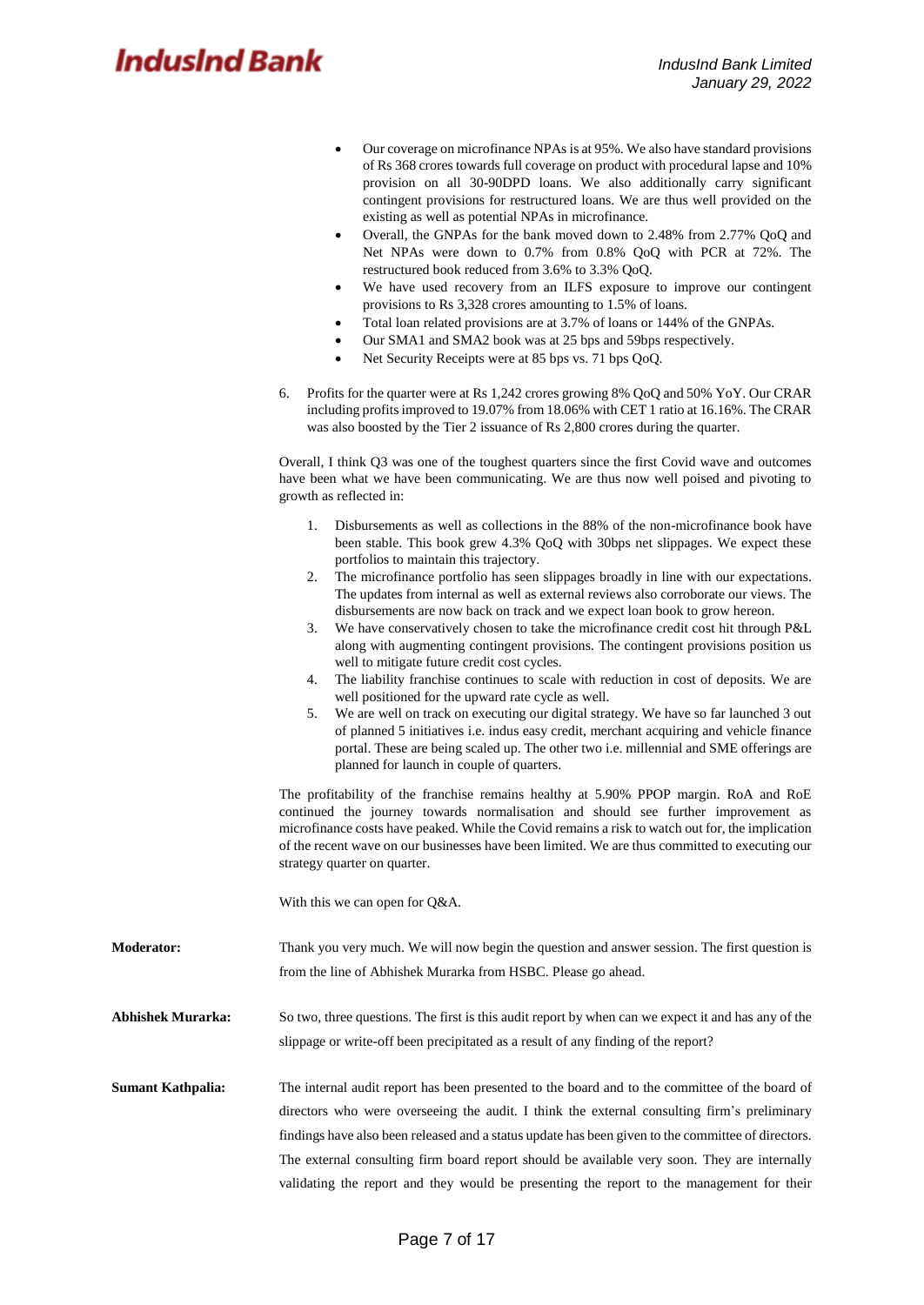- Our coverage on microfinance NPAs is at 95%. We also have standard provisions of Rs 368 crores towards full coverage on product with procedural lapse and 10% provision on all 30-90DPD loans. We also additionally carry significant contingent provisions for restructured loans. We are thus well provided on the existing as well as potential NPAs in microfinance.
- Overall, the GNPAs for the bank moved down to 2.48% from 2.77% QoQ and Net NPAs were down to 0.7% from 0.8% QoQ with PCR at 72%. The restructured book reduced from 3.6% to 3.3% QoQ.
- We have used recovery from an ILFS exposure to improve our contingent provisions to Rs 3,328 crores amounting to 1.5% of loans.
- Total loan related provisions are at 3.7% of loans or 144% of the GNPAs.
- Our SMA1 and SMA2 book was at 25 bps and 59bps respectively.
- Net Security Receipts were at 85 bps vs. 71 bps QoQ.

6. Profits for the quarter were at Rs 1,242 crores growing 8% QoQ and 50% YoY. Our CRAR including profits improved to 19.07% from 18.06% with CET 1 ratio at 16.16%. The CRAR was also boosted by the Tier 2 issuance of Rs 2,800 crores during the quarter.

Overall, I think Q3 was one of the toughest quarters since the first Covid wave and outcomes have been what we have been communicating. We are thus now well poised and pivoting to growth as reflected in:

1. Disbursements as well as collections in the 88% of the non-microfinance book have been stable. This book grew 4.3% QoQ with 30bps net slippages. We expect these portfolios to maintain this trajectory.
2. The microfinance portfolio has seen slippages broadly in line with our expectations. The updates from internal as well as external reviews also corroborate our views. The disbursements are now back on track and we expect loan book to grow hereon.
3. We have conservatively chosen to take the microfinance credit cost hit through P&L along with augmenting contingent provisions. The contingent provisions position us well to mitigate future credit cost cycles.
4. The liability franchise continues to scale with reduction in cost of deposits. We are well positioned for the upward rate cycle as well.
5. We are well on track on executing our digital strategy. We have so far launched 3 out of planned 5 initiatives i.e. indus easy credit, merchant acquiring and vehicle finance portal. These are being scaled up. The other two i.e. millennial and SME offerings are planned for launch in couple of quarters.

The profitability of the franchise remains healthy at 5.90% PPOP margin. RoA and RoE continued the journey towards normalisation and should see further improvement as microfinance costs have peaked. While the Covid remains a risk to watch out for, the implication of the recent wave on our businesses have been limited. We are thus committed to executing our strategy quarter on quarter.

With this we can open for Q&A.

**Moderator:** Thank you very much. We will now begin the question and answer session. The first question is from the line of Abhishek Murarka from HSBC. Please go ahead.

**Abhishek Murarka:** So two, three questions. The first is this audit report by when can we expect it and has any of the slippage or write-off been precipitated as a result of any finding of the report?

**Sumant Kathpalia:** The internal audit report has been presented to the board and to the committee of the board of directors who were overseeing the audit. I think the external consulting firm's preliminary findings have also been released and a status update has been given to the committee of directors. The external consulting firm board report should be available very soon. They are internally validating the report and they would be presenting the report to the management for their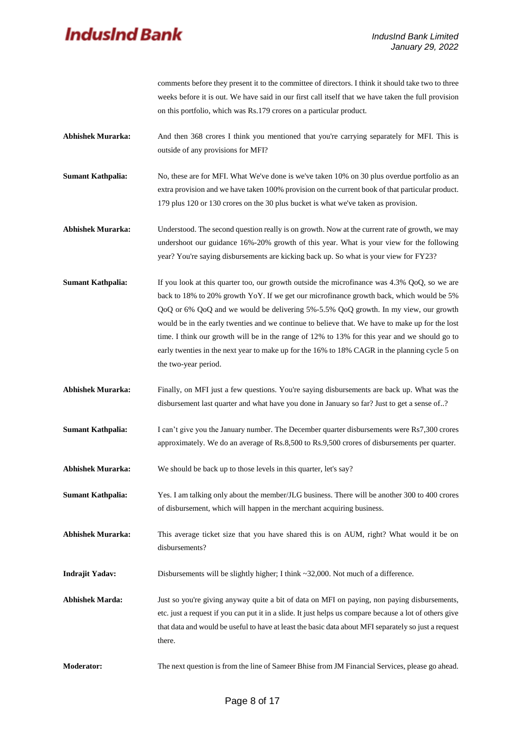comments before they present it to the committee of directors. I think it should take two to three weeks before it is out. We have said in our first call itself that we have taken the full provision on this portfolio, which was Rs.179 crores on a particular product.

**Abhishek Murarka:** And then 368 crores I think you mentioned that you're carrying separately for MFI. This is outside of any provisions for MFI?

**Sumant Kathpalia:** No, these are for MFI. What We've done is we've taken 10% on 30 plus overdue portfolio as an extra provision and we have taken 100% provision on the current book of that particular product. 179 plus 120 or 130 crores on the 30 plus bucket is what we've taken as provision.

**Abhishek Murarka:** Understood. The second question really is on growth. Now at the current rate of growth, we may undershoot our guidance 16%-20% growth of this year. What is your view for the following year? You're saying disbursements are kicking back up. So what is your view for FY23?

**Sumant Kathpalia:** If you look at this quarter too, our growth outside the microfinance was 4.3% QoQ, so we are back to 18% to 20% growth YoY. If we get our microfinance growth back, which would be 5% QoQ or 6% QoQ and we would be delivering 5%-5.5% QoQ growth. In my view, our growth would be in the early twenties and we continue to believe that. We have to make up for the lost time. I think our growth will be in the range of 12% to 13% for this year and we should go to early twenties in the next year to make up for the 16% to 18% CAGR in the planning cycle 5 on the two-year period.

**Abhishek Murarka:** Finally, on MFI just a few questions. You're saying disbursements are back up. What was the disbursement last quarter and what have you done in January so far? Just to get a sense of..?

**Sumant Kathpalia:** I can't give you the January number. The December quarter disbursements were Rs7,300 crores approximately. We do an average of Rs.8,500 to Rs.9,500 crores of disbursements per quarter.

**Abhishek Murarka:** We should be back up to those levels in this quarter, let's say?

**Sumant Kathpalia:** Yes. I am talking only about the member/JLG business. There will be another 300 to 400 crores of disbursement, which will happen in the merchant acquiring business.

**Abhishek Murarka:** This average ticket size that you have shared this is on AUM, right? What would it be on disbursements?

**Indrajit Yadav:** Disbursements will be slightly higher; I think ~32,000. Not much of a difference.

**Abhishek Marda:** Just so you're giving anyway quite a bit of data on MFI on paying, non paying disbursements, etc. just a request if you can put it in a slide. It just helps us compare because a lot of others give that data and would be useful to have at least the basic data about MFI separately so just a request there.

**Moderator:** The next question is from the line of Sameer Bhise from JM Financial Services, please go ahead.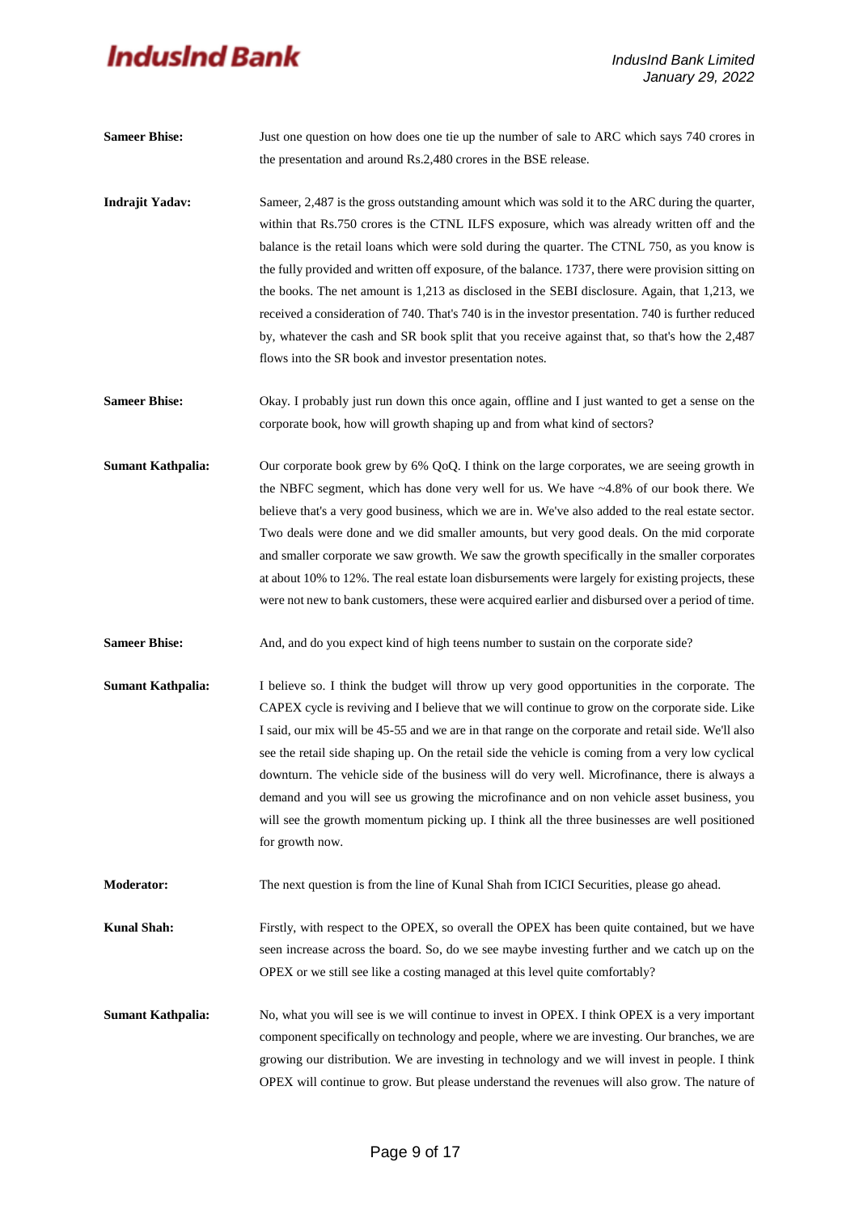**Sameer Bhise:** Just one question on how does one tie up the number of sale to ARC which says 740 crores in the presentation and around Rs.2,480 crores in the BSE release.

**Indrajit Yadav:** Sameer, 2,487 is the gross outstanding amount which was sold it to the ARC during the quarter, within that Rs.750 crores is the CTNL ILFS exposure, which was already written off and the balance is the retail loans which were sold during the quarter. The CTNL 750, as you know is the fully provided and written off exposure, of the balance. 1737, there were provision sitting on the books. The net amount is 1,213 as disclosed in the SEBI disclosure. Again, that 1,213, we received a consideration of 740. That's 740 is in the investor presentation. 740 is further reduced by, whatever the cash and SR book split that you receive against that, so that's how the 2,487 flows into the SR book and investor presentation notes.

**Sameer Bhise:** Okay. I probably just run down this once again, offline and I just wanted to get a sense on the corporate book, how will growth shaping up and from what kind of sectors?

**Sumant Kathpalia:** Our corporate book grew by 6% QoQ. I think on the large corporates, we are seeing growth in the NBFC segment, which has done very well for us. We have ~4.8% of our book there. We believe that's a very good business, which we are in. We've also added to the real estate sector. Two deals were done and we did smaller amounts, but very good deals. On the mid corporate and smaller corporate we saw growth. We saw the growth specifically in the smaller corporates at about 10% to 12%. The real estate loan disbursements were largely for existing projects, these were not new to bank customers, these were acquired earlier and disbursed over a period of time.

**Sameer Bhise:** And, and do you expect kind of high teens number to sustain on the corporate side?

**Sumant Kathpalia:** I believe so. I think the budget will throw up very good opportunities in the corporate. The CAPEX cycle is reviving and I believe that we will continue to grow on the corporate side. Like I said, our mix will be 45-55 and we are in that range on the corporate and retail side. We'll also see the retail side shaping up. On the retail side the vehicle is coming from a very low cyclical downturn. The vehicle side of the business will do very well. Microfinance, there is always a demand and you will see us growing the microfinance and on non vehicle asset business, you will see the growth momentum picking up. I think all the three businesses are well positioned for growth now.

**Moderator:** The next question is from the line of Kunal Shah from ICICI Securities, please go ahead.

**Kunal Shah:** Firstly, with respect to the OPEX, so overall the OPEX has been quite contained, but we have seen increase across the board. So, do we see maybe investing further and we catch up on the OPEX or we still see like a costing managed at this level quite comfortably?

**Sumant Kathpalia:** No, what you will see is we will continue to invest in OPEX. I think OPEX is a very important component specifically on technology and people, where we are investing. Our branches, we are growing our distribution. We are investing in technology and we will invest in people. I think OPEX will continue to grow. But please understand the revenues will also grow. The nature of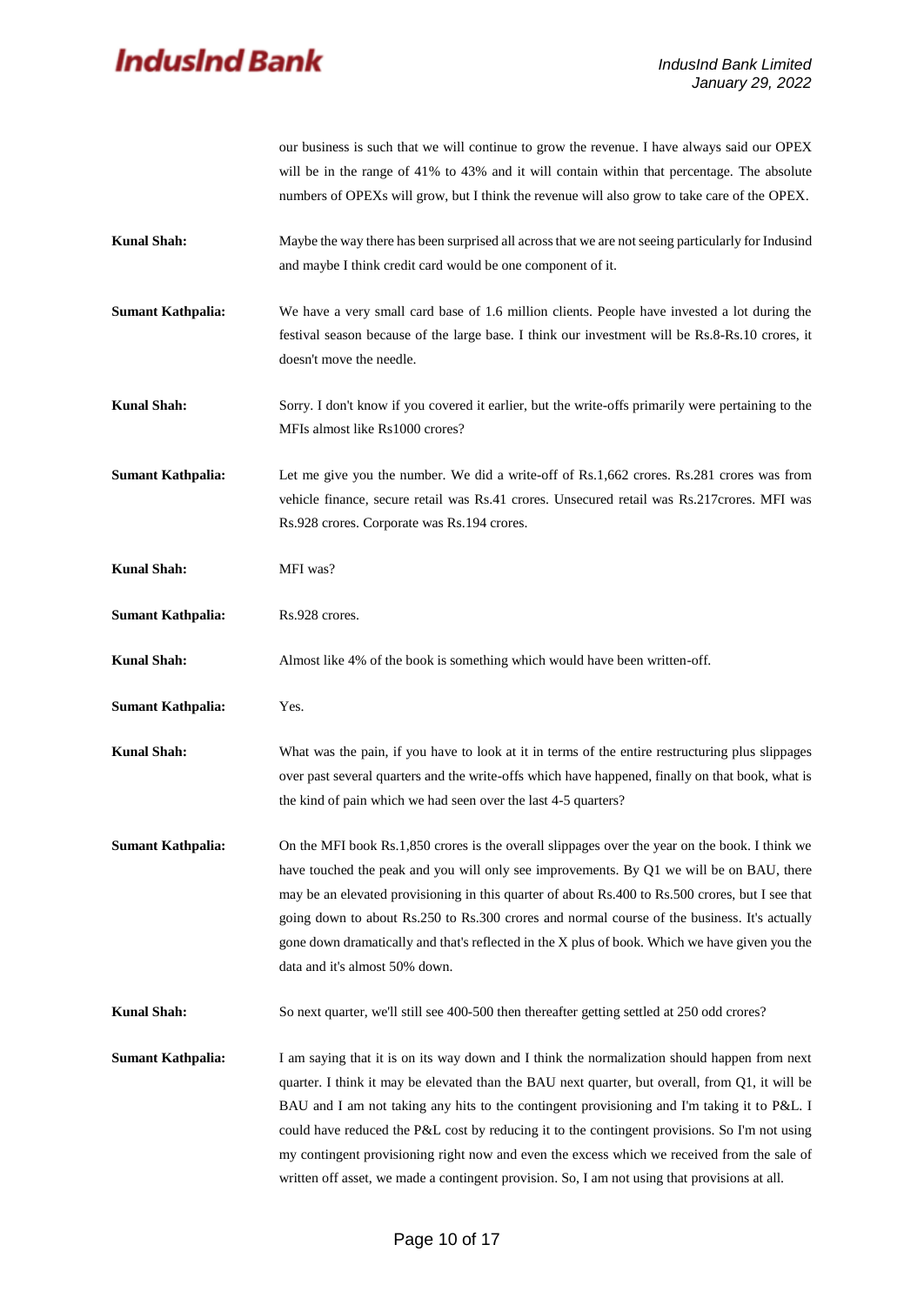our business is such that we will continue to grow the revenue. I have always said our OPEX will be in the range of 41% to 43% and it will contain within that percentage. The absolute numbers of OPEXs will grow, but I think the revenue will also grow to take care of the OPEX.

**Kunal Shah:** Maybe the way there has been surprised all across that we are not seeing particularly for Indusind and maybe I think credit card would be one component of it.

**Sumant Kathpalia:** We have a very small card base of 1.6 million clients. People have invested a lot during the festival season because of the large base. I think our investment will be Rs.8-Rs.10 crores, it doesn't move the needle.

**Kunal Shah:** Sorry. I don't know if you covered it earlier, but the write-offs primarily were pertaining to the MFIs almost like Rs1000 crores?

**Sumant Kathpalia:** Let me give you the number. We did a write-off of Rs.1,662 crores. Rs.281 crores was from vehicle finance, secure retail was Rs.41 crores. Unsecured retail was Rs.217crores. MFI was Rs.928 crores. Corporate was Rs.194 crores.

**Kunal Shah:** MFI was?

**Sumant Kathpalia:** Rs.928 crores.

**Kunal Shah:** Almost like 4% of the book is something which would have been written-off.

**Sumant Kathpalia:** Yes.

**Kunal Shah:** What was the pain, if you have to look at it in terms of the entire restructuring plus slippages over past several quarters and the write-offs which have happened, finally on that book, what is the kind of pain which we had seen over the last 4-5 quarters?

**Sumant Kathpalia:** On the MFI book Rs.1,850 crores is the overall slippages over the year on the book. I think we have touched the peak and you will only see improvements. By Q1 we will be on BAU, there may be an elevated provisioning in this quarter of about Rs.400 to Rs.500 crores, but I see that going down to about Rs.250 to Rs.300 crores and normal course of the business. It's actually gone down dramatically and that's reflected in the X plus of book. Which we have given you the data and it's almost 50% down.

**Kunal Shah:** So next quarter, we'll still see 400-500 then thereafter getting settled at 250 odd crores?

**Sumant Kathpalia:** I am saying that it is on its way down and I think the normalization should happen from next quarter. I think it may be elevated than the BAU next quarter, but overall, from Q1, it will be BAU and I am not taking any hits to the contingent provisioning and I'm taking it to P&L. I could have reduced the P&L cost by reducing it to the contingent provisions. So I'm not using my contingent provisioning right now and even the excess which we received from the sale of written off asset, we made a contingent provision. So, I am not using that provisions at all.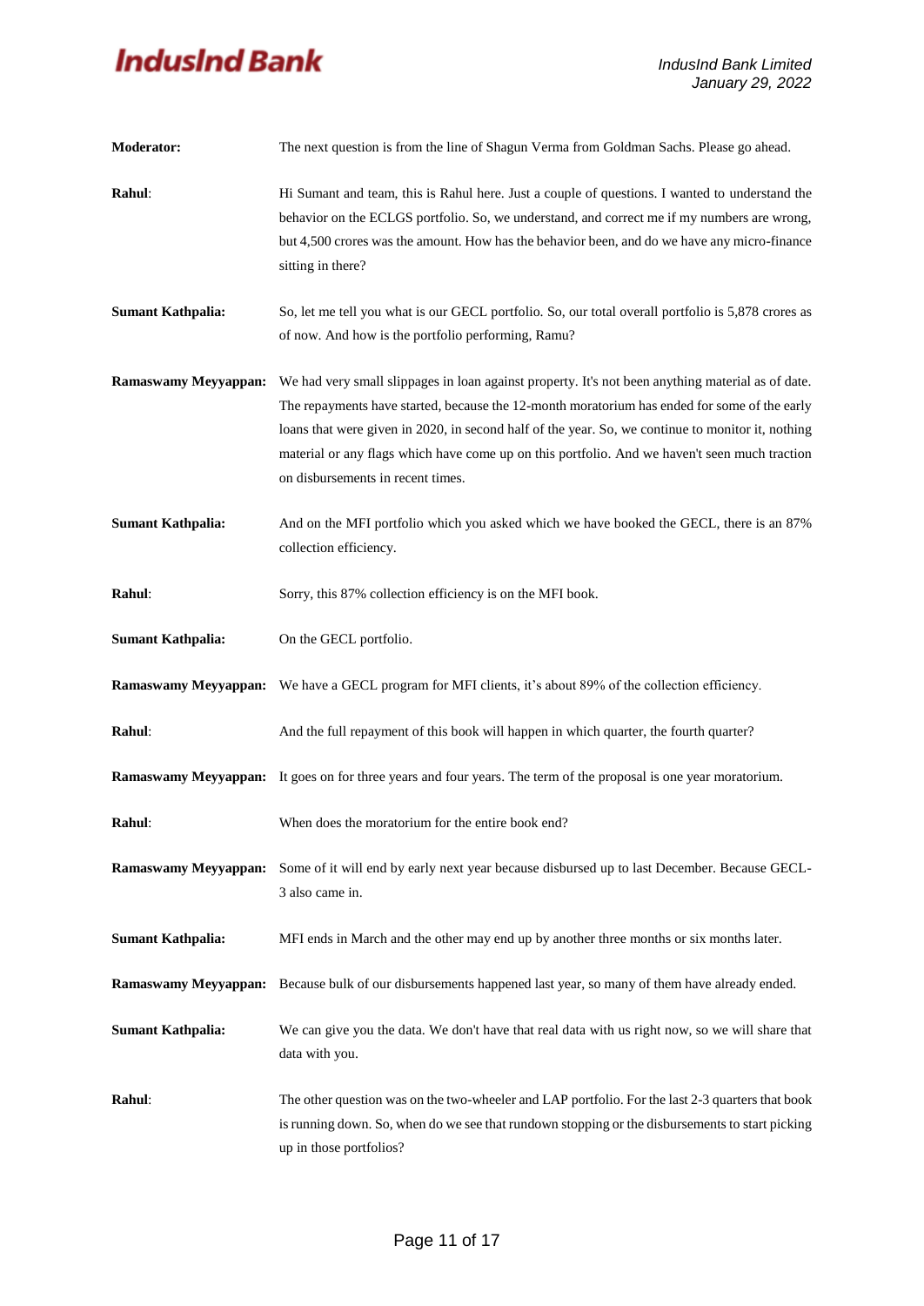**Moderator:** The next question is from the line of Shagun Verma from Goldman Sachs. Please go ahead.

**Rahul**: Hi Sumant and team, this is Rahul here. Just a couple of questions. I wanted to understand the behavior on the ECLGS portfolio. So, we understand, and correct me if my numbers are wrong, but 4,500 crores was the amount. How has the behavior been, and do we have any micro-finance sitting in there?

**Sumant Kathpalia:** So, let me tell you what is our GECL portfolio. So, our total overall portfolio is 5,878 crores as of now. And how is the portfolio performing, Ramu?

**Ramaswamy Meyyappan:** We had very small slippages in loan against property. It's not been anything material as of date. The repayments have started, because the 12-month moratorium has ended for some of the early loans that were given in 2020, in second half of the year. So, we continue to monitor it, nothing material or any flags which have come up on this portfolio. And we haven't seen much traction on disbursements in recent times.

**Sumant Kathpalia:** And on the MFI portfolio which you asked which we have booked the GECL, there is an 87% collection efficiency.

**Rahul**: Sorry, this 87% collection efficiency is on the MFI book.

**Sumant Kathpalia:** On the GECL portfolio.

**Ramaswamy Meyyappan:** We have a GECL program for MFI clients, it's about 89% of the collection efficiency.

**Rahul**: And the full repayment of this book will happen in which quarter, the fourth quarter?

**Ramaswamy Meyyappan:** It goes on for three years and four years. The term of the proposal is one year moratorium.

**Rahul**: When does the moratorium for the entire book end?

**Ramaswamy Meyyappan:** Some of it will end by early next year because disbursed up to last December. Because GECL-3 also came in.

**Sumant Kathpalia:** MFI ends in March and the other may end up by another three months or six months later.

**Ramaswamy Meyyappan:** Because bulk of our disbursements happened last year, so many of them have already ended.

**Sumant Kathpalia:** We can give you the data. We don't have that real data with us right now, so we will share that data with you.

**Rahul**: The other question was on the two-wheeler and LAP portfolio. For the last 2-3 quarters that book is running down. So, when do we see that rundown stopping or the disbursements to start picking up in those portfolios?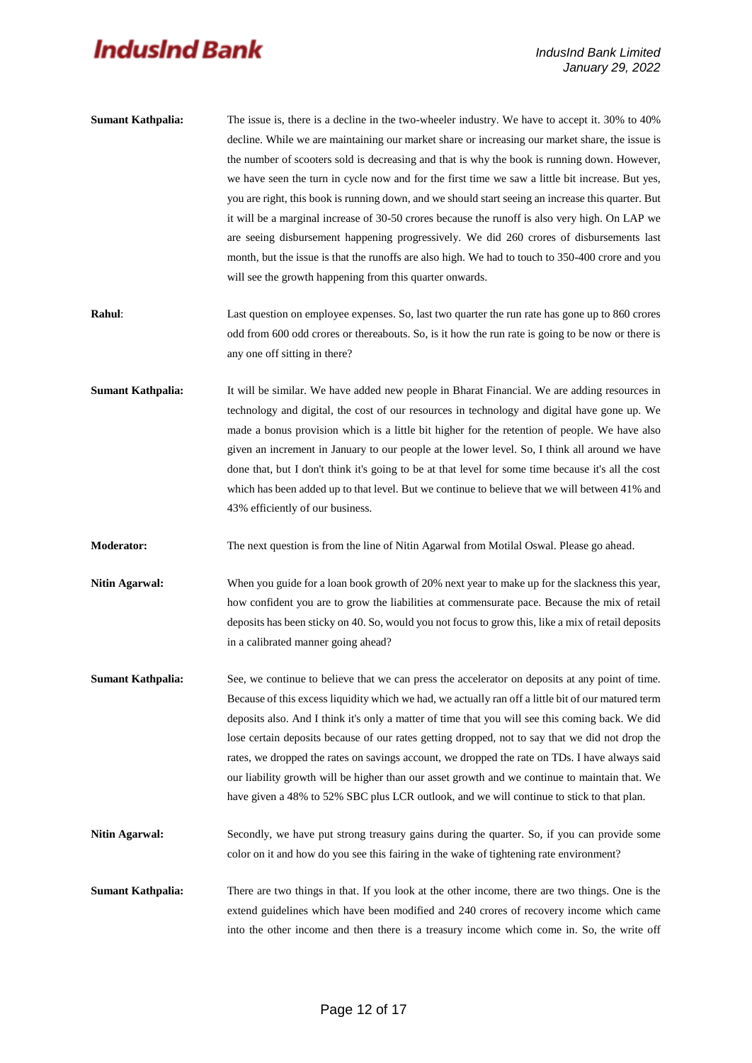**Sumant Kathpalia:** The issue is, there is a decline in the two-wheeler industry. We have to accept it. 30% to 40% decline. While we are maintaining our market share or increasing our market share, the issue is the number of scooters sold is decreasing and that is why the book is running down. However, we have seen the turn in cycle now and for the first time we saw a little bit increase. But yes, you are right, this book is running down, and we should start seeing an increase this quarter. But it will be a marginal increase of 30-50 crores because the runoff is also very high. On LAP we are seeing disbursement happening progressively. We did 260 crores of disbursements last month, but the issue is that the runoffs are also high. We had to touch to 350-400 crore and you will see the growth happening from this quarter onwards.

**Rahul**: Last question on employee expenses. So, last two quarter the run rate has gone up to 860 crores odd from 600 odd crores or thereabouts. So, is it how the run rate is going to be now or there is any one off sitting in there?

**Sumant Kathpalia:** It will be similar. We have added new people in Bharat Financial. We are adding resources in technology and digital, the cost of our resources in technology and digital have gone up. We made a bonus provision which is a little bit higher for the retention of people. We have also given an increment in January to our people at the lower level. So, I think all around we have done that, but I don't think it's going to be at that level for some time because it's all the cost which has been added up to that level. But we continue to believe that we will between 41% and 43% efficiently of our business.

**Moderator:** The next question is from the line of Nitin Agarwal from Motilal Oswal. Please go ahead.

**Nitin Agarwal:** When you guide for a loan book growth of 20% next year to make up for the slackness this year, how confident you are to grow the liabilities at commensurate pace. Because the mix of retail deposits has been sticky on 40. So, would you not focus to grow this, like a mix of retail deposits in a calibrated manner going ahead?

**Sumant Kathpalia:** See, we continue to believe that we can press the accelerator on deposits at any point of time. Because of this excess liquidity which we had, we actually ran off a little bit of our matured term deposits also. And I think it's only a matter of time that you will see this coming back. We did lose certain deposits because of our rates getting dropped, not to say that we did not drop the rates, we dropped the rates on savings account, we dropped the rate on TDs. I have always said our liability growth will be higher than our asset growth and we continue to maintain that. We have given a 48% to 52% SBC plus LCR outlook, and we will continue to stick to that plan.

**Nitin Agarwal:** Secondly, we have put strong treasury gains during the quarter. So, if you can provide some color on it and how do you see this fairing in the wake of tightening rate environment?

**Sumant Kathpalia:** There are two things in that. If you look at the other income, there are two things. One is the extend guidelines which have been modified and 240 crores of recovery income which came into the other income and then there is a treasury income which come in. So, the write off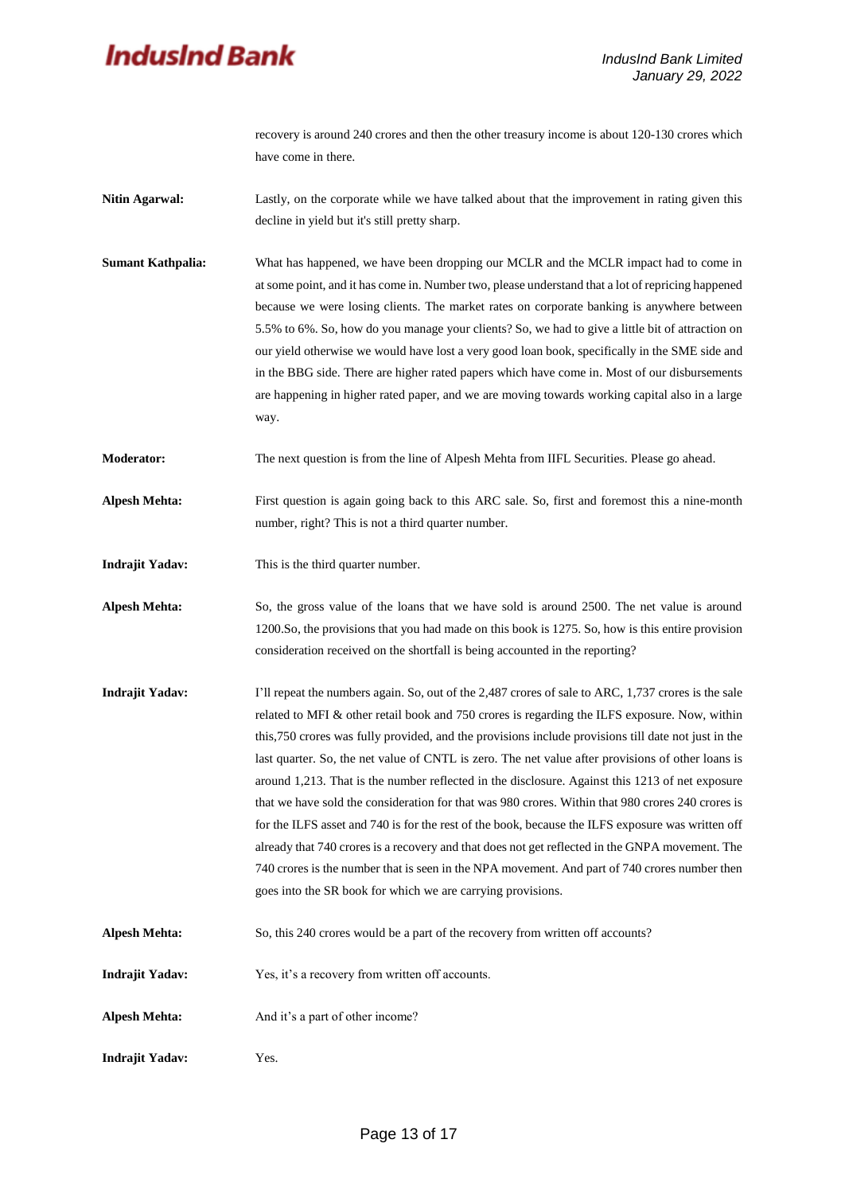recovery is around 240 crores and then the other treasury income is about 120-130 crores which have come in there.

**Nitin Agarwal:** Lastly, on the corporate while we have talked about that the improvement in rating given this decline in yield but it's still pretty sharp.

**Sumant Kathpalia:** What has happened, we have been dropping our MCLR and the MCLR impact had to come in at some point, and it has come in. Number two, please understand that a lot of repricing happened because we were losing clients. The market rates on corporate banking is anywhere between 5.5% to 6%. So, how do you manage your clients? So, we had to give a little bit of attraction on our yield otherwise we would have lost a very good loan book, specifically in the SME side and in the BBG side. There are higher rated papers which have come in. Most of our disbursements are happening in higher rated paper, and we are moving towards working capital also in a large way.

**Moderator:** The next question is from the line of Alpesh Mehta from IIFL Securities. Please go ahead.

**Alpesh Mehta:** First question is again going back to this ARC sale. So, first and foremost this a nine-month number, right? This is not a third quarter number.

**Indrajit Yadav:** This is the third quarter number.

**Alpesh Mehta:** So, the gross value of the loans that we have sold is around 2500. The net value is around 1200.So, the provisions that you had made on this book is 1275. So, how is this entire provision consideration received on the shortfall is being accounted in the reporting?

**Indrajit Yadav:** I'll repeat the numbers again. So, out of the 2,487 crores of sale to ARC, 1,737 crores is the sale related to MFI & other retail book and 750 crores is regarding the ILFS exposure. Now, within this,750 crores was fully provided, and the provisions include provisions till date not just in the last quarter. So, the net value of CNTL is zero. The net value after provisions of other loans is around 1,213. That is the number reflected in the disclosure. Against this 1213 of net exposure that we have sold the consideration for that was 980 crores. Within that 980 crores 240 crores is for the ILFS asset and 740 is for the rest of the book, because the ILFS exposure was written off already that 740 crores is a recovery and that does not get reflected in the GNPA movement. The 740 crores is the number that is seen in the NPA movement. And part of 740 crores number then goes into the SR book for which we are carrying provisions.

**Alpesh Mehta:** So, this 240 crores would be a part of the recovery from written off accounts?

**Indrajit Yadav:** Yes, it's a recovery from written off accounts.

**Alpesh Mehta:** And it's a part of other income?

**Indrajit Yadav:** Yes.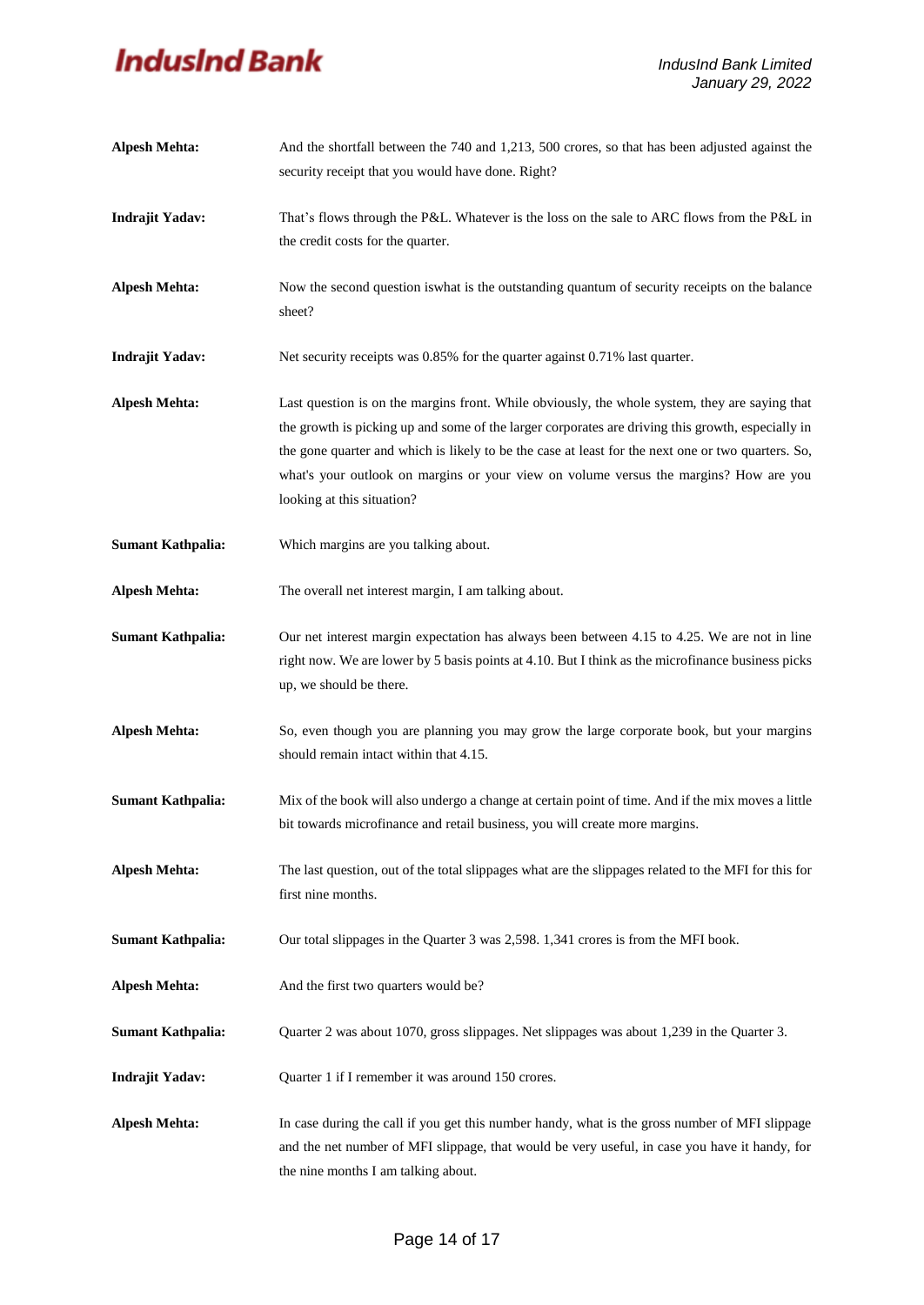**Alpesh Mehta:** And the shortfall between the 740 and 1,213, 500 crores, so that has been adjusted against the security receipt that you would have done. Right?

**Indrajit Yadav:** That's flows through the P&L. Whatever is the loss on the sale to ARC flows from the P&L in the credit costs for the quarter.

**Alpesh Mehta:** Now the second question iswhat is the outstanding quantum of security receipts on the balance sheet?

**Indrajit Yadav:** Net security receipts was 0.85% for the quarter against 0.71% last quarter.

**Alpesh Mehta:** Last question is on the margins front. While obviously, the whole system, they are saying that the growth is picking up and some of the larger corporates are driving this growth, especially in the gone quarter and which is likely to be the case at least for the next one or two quarters. So, what's your outlook on margins or your view on volume versus the margins? How are you looking at this situation?

**Sumant Kathpalia:** Which margins are you talking about.

**Alpesh Mehta:** The overall net interest margin, I am talking about.

**Sumant Kathpalia:** Our net interest margin expectation has always been between 4.15 to 4.25. We are not in line right now. We are lower by 5 basis points at 4.10. But I think as the microfinance business picks up, we should be there.

**Alpesh Mehta:** So, even though you are planning you may grow the large corporate book, but your margins should remain intact within that 4.15.

**Sumant Kathpalia:** Mix of the book will also undergo a change at certain point of time. And if the mix moves a little bit towards microfinance and retail business, you will create more margins.

**Alpesh Mehta:** The last question, out of the total slippages what are the slippages related to the MFI for this for first nine months.

**Sumant Kathpalia:** Our total slippages in the Quarter 3 was 2,598. 1,341 crores is from the MFI book.

**Alpesh Mehta:** And the first two quarters would be?

**Sumant Kathpalia:** Quarter 2 was about 1070, gross slippages. Net slippages was about 1,239 in the Quarter 3.

**Indrajit Yadav:** Quarter 1 if I remember it was around 150 crores.

**Alpesh Mehta:** In case during the call if you get this number handy, what is the gross number of MFI slippage and the net number of MFI slippage, that would be very useful, in case you have it handy, for the nine months I am talking about.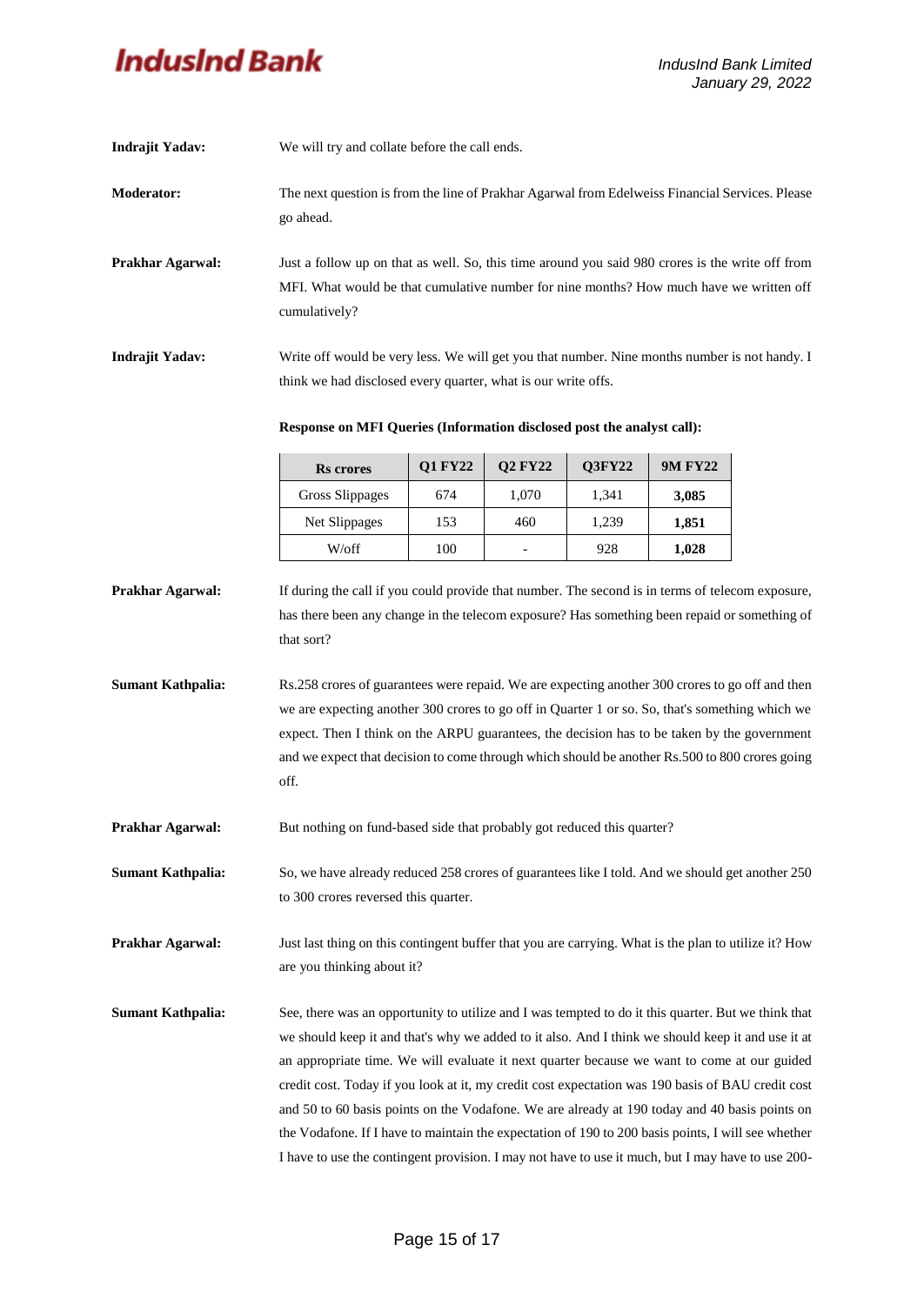**Indrajit Yadav:** We will try and collate before the call ends.

**Moderator:** The next question is from the line of Prakhar Agarwal from Edelweiss Financial Services. Please go ahead.

**Prakhar Agarwal:** Just a follow up on that as well. So, this time around you said 980 crores is the write off from MFI. What would be that cumulative number for nine months? How much have we written off cumulatively?

**Indrajit Yadav:** Write off would be very less. We will get you that number. Nine months number is not handy. I think we had disclosed every quarter, what is our write offs.

**Response on MFI Queries (Information disclosed post the analyst call):**

| Rs crores | Q1 FY22 | Q2 FY22 | Q3FY22 | 9M FY22 |
|---|---|---|---|---|
| Gross Slippages | 674 | 1,070 | 1,341 | **3,085** |
| Net Slippages | 153 | 460 | 1,239 | **1,851** |
| W/off | 100 | - | 928 | **1,028** |

**Prakhar Agarwal:** If during the call if you could provide that number. The second is in terms of telecom exposure, has there been any change in the telecom exposure? Has something been repaid or something of that sort?

**Sumant Kathpalia:** Rs.258 crores of guarantees were repaid. We are expecting another 300 crores to go off and then we are expecting another 300 crores to go off in Quarter 1 or so. So, that's something which we expect. Then I think on the ARPU guarantees, the decision has to be taken by the government and we expect that decision to come through which should be another Rs.500 to 800 crores going off.

**Prakhar Agarwal:** But nothing on fund-based side that probably got reduced this quarter?

**Sumant Kathpalia:** So, we have already reduced 258 crores of guarantees like I told. And we should get another 250 to 300 crores reversed this quarter.

**Prakhar Agarwal:** Just last thing on this contingent buffer that you are carrying. What is the plan to utilize it? How are you thinking about it?

**Sumant Kathpalia:** See, there was an opportunity to utilize and I was tempted to do it this quarter. But we think that we should keep it and that's why we added to it also. And I think we should keep it and use it at an appropriate time. We will evaluate it next quarter because we want to come at our guided credit cost. Today if you look at it, my credit cost expectation was 190 basis of BAU credit cost and 50 to 60 basis points on the Vodafone. We are already at 190 today and 40 basis points on the Vodafone. If I have to maintain the expectation of 190 to 200 basis points, I will see whether I have to use the contingent provision. I may not have to use it much, but I may have to use 200-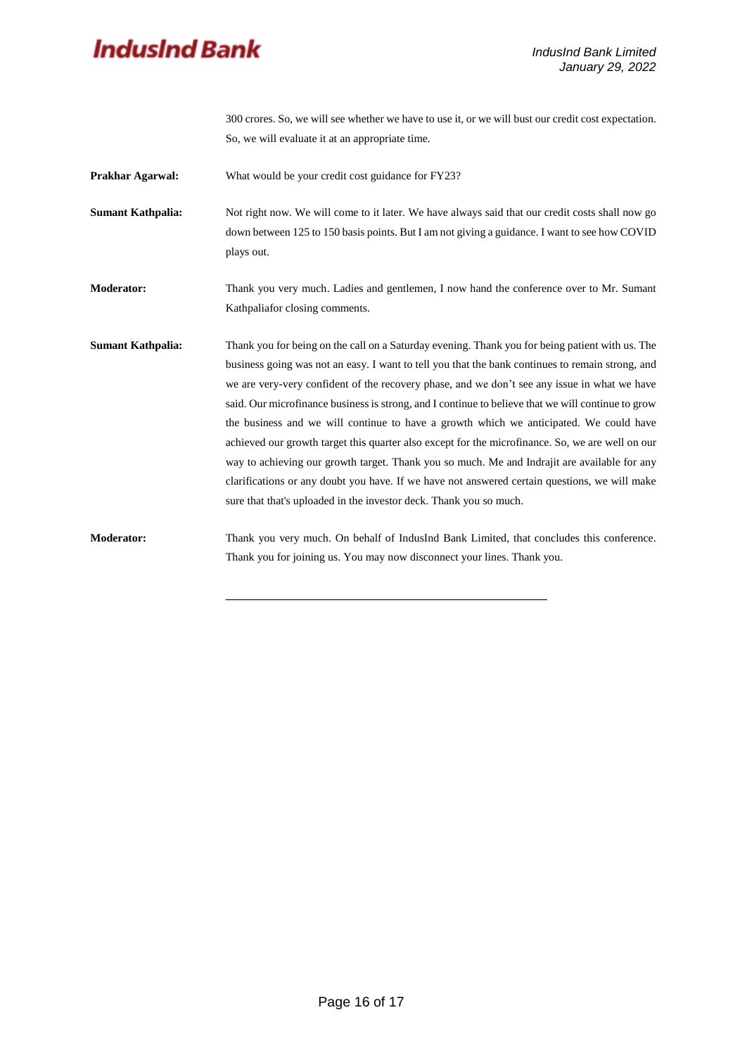300 crores. So, we will see whether we have to use it, or we will bust our credit cost expectation. So, we will evaluate it at an appropriate time.

**Prakhar Agarwal:** What would be your credit cost guidance for FY23?

**Sumant Kathpalia:** Not right now. We will come to it later. We have always said that our credit costs shall now go down between 125 to 150 basis points. But I am not giving a guidance. I want to see how COVID plays out.

**Moderator:** Thank you very much. Ladies and gentlemen, I now hand the conference over to Mr. Sumant Kathpaliafor closing comments.

**Sumant Kathpalia:** Thank you for being on the call on a Saturday evening. Thank you for being patient with us. The business going was not an easy. I want to tell you that the bank continues to remain strong, and we are very-very confident of the recovery phase, and we don't see any issue in what we have said. Our microfinance business is strong, and I continue to believe that we will continue to grow the business and we will continue to have a growth which we anticipated. We could have achieved our growth target this quarter also except for the microfinance. So, we are well on our way to achieving our growth target. Thank you so much. Me and Indrajit are available for any clarifications or any doubt you have. If we have not answered certain questions, we will make sure that that's uploaded in the investor deck. Thank you so much.

**Moderator:** Thank you very much. On behalf of IndusInd Bank Limited, that concludes this conference. Thank you for joining us. You may now disconnect your lines. Thank you.

---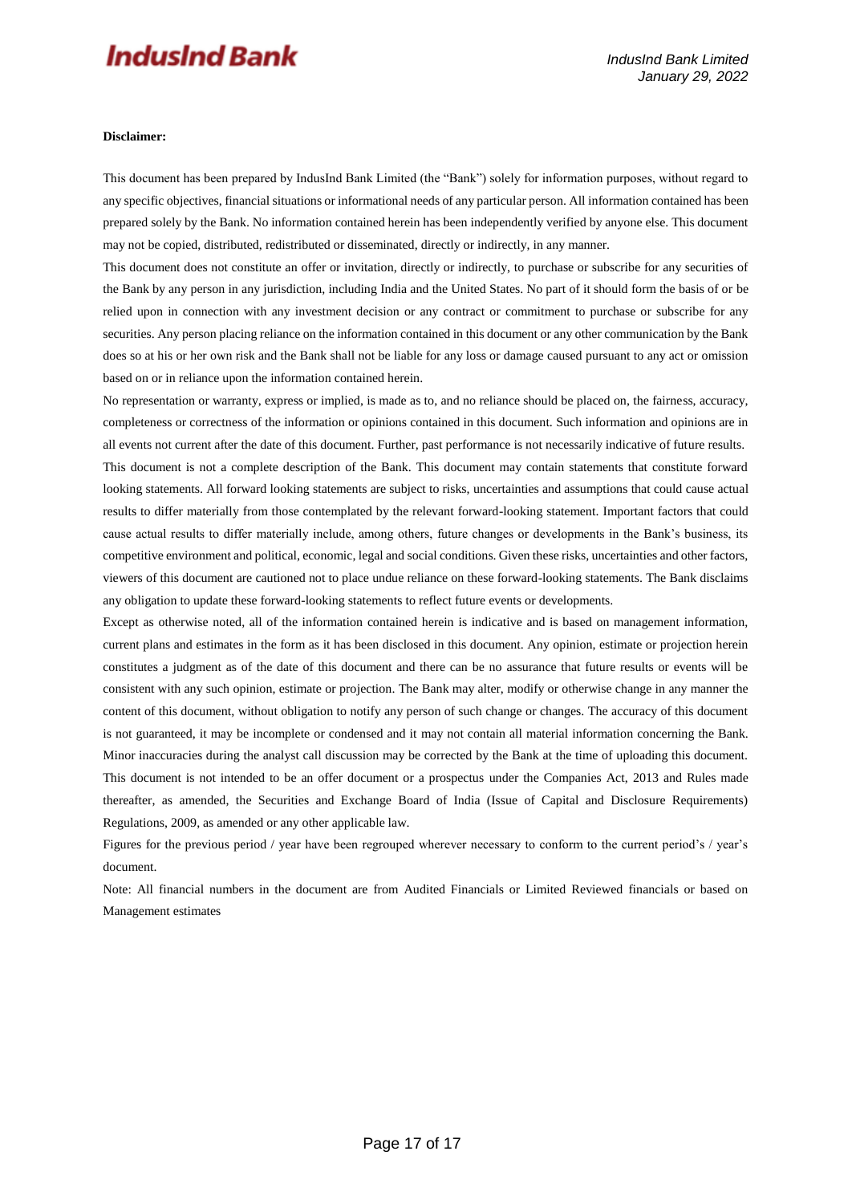**Disclaimer:**

This document has been prepared by IndusInd Bank Limited (the "Bank") solely for information purposes, without regard to any specific objectives, financial situations or informational needs of any particular person. All information contained has been prepared solely by the Bank. No information contained herein has been independently verified by anyone else. This document may not be copied, distributed, redistributed or disseminated, directly or indirectly, in any manner.

This document does not constitute an offer or invitation, directly or indirectly, to purchase or subscribe for any securities of the Bank by any person in any jurisdiction, including India and the United States. No part of it should form the basis of or be relied upon in connection with any investment decision or any contract or commitment to purchase or subscribe for any securities. Any person placing reliance on the information contained in this document or any other communication by the Bank does so at his or her own risk and the Bank shall not be liable for any loss or damage caused pursuant to any act or omission based on or in reliance upon the information contained herein.

No representation or warranty, express or implied, is made as to, and no reliance should be placed on, the fairness, accuracy, completeness or correctness of the information or opinions contained in this document. Such information and opinions are in all events not current after the date of this document. Further, past performance is not necessarily indicative of future results.

This document is not a complete description of the Bank. This document may contain statements that constitute forward looking statements. All forward looking statements are subject to risks, uncertainties and assumptions that could cause actual results to differ materially from those contemplated by the relevant forward-looking statement. Important factors that could cause actual results to differ materially include, among others, future changes or developments in the Bank's business, its competitive environment and political, economic, legal and social conditions. Given these risks, uncertainties and other factors, viewers of this document are cautioned not to place undue reliance on these forward-looking statements. The Bank disclaims any obligation to update these forward-looking statements to reflect future events or developments.

Except as otherwise noted, all of the information contained herein is indicative and is based on management information, current plans and estimates in the form as it has been disclosed in this document. Any opinion, estimate or projection herein constitutes a judgment as of the date of this document and there can be no assurance that future results or events will be consistent with any such opinion, estimate or projection. The Bank may alter, modify or otherwise change in any manner the content of this document, without obligation to notify any person of such change or changes. The accuracy of this document is not guaranteed, it may be incomplete or condensed and it may not contain all material information concerning the Bank. Minor inaccuracies during the analyst call discussion may be corrected by the Bank at the time of uploading this document. This document is not intended to be an offer document or a prospectus under the Companies Act, 2013 and Rules made thereafter, as amended, the Securities and Exchange Board of India (Issue of Capital and Disclosure Requirements) Regulations, 2009, as amended or any other applicable law.

Figures for the previous period / year have been regrouped wherever necessary to conform to the current period's / year's document.

Note: All financial numbers in the document are from Audited Financials or Limited Reviewed financials or based on Management estimates